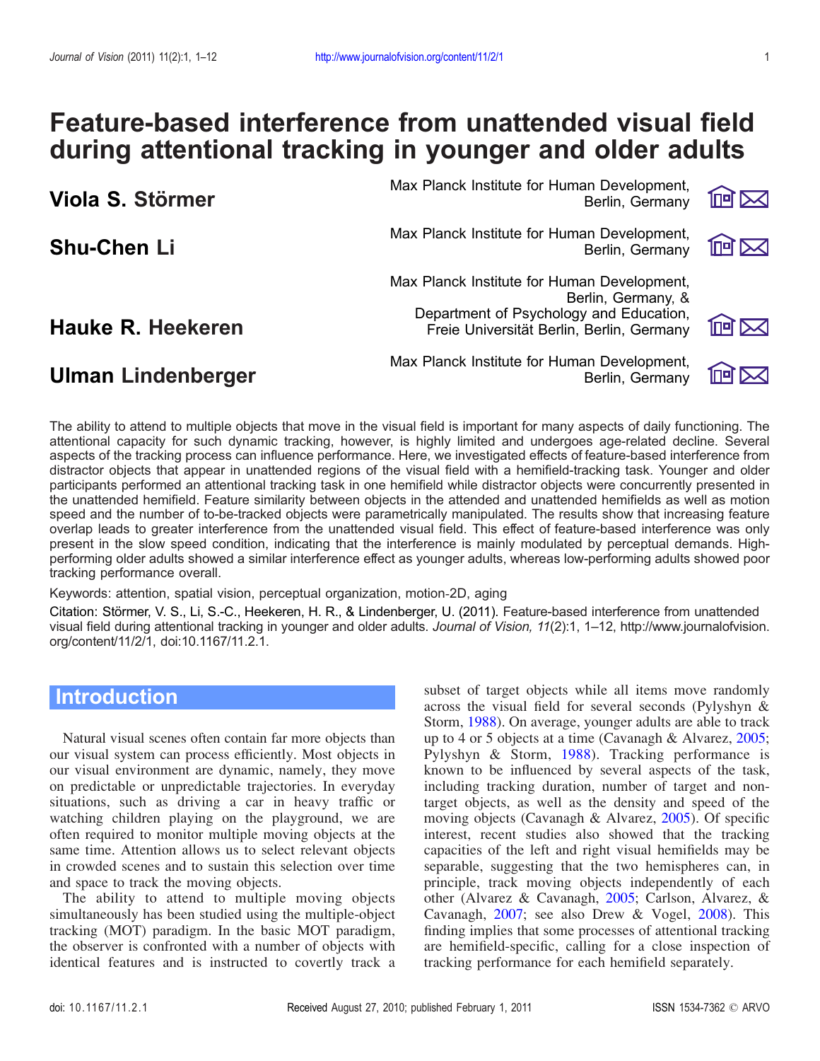# Feature-based interference from unattended visual field during attentional tracking in younger and older adults

**Viola S. Störmer** — Max Planck Institute for Human Development, Berlin, Germany

**Shu-Chen Li** — Max Planck Institute for Human Development, Berlin, Germany

**Hauke R. Heekeren** — Max Planck Institute for Human Development, Berlin, Germany, & Department of Psychology and Education, Freie Universität Berlin, Berlin, Germany

**Ulman Lindenberger** — Max Planck Institute for Human Development, Berlin, Germany

The ability to attend to multiple objects that move in the visual field is important for many aspects of daily functioning. The attentional capacity for such dynamic tracking, however, is highly limited and undergoes age-related decline. Several aspects of the tracking process can influence performance. Here, we investigated effects of feature-based interference from distractor objects that appear in unattended regions of the visual field with a hemifield-tracking task. Younger and older participants performed an attentional tracking task in one hemifield while distractor objects were concurrently presented in the unattended hemifield. Feature similarity between objects in the attended and unattended hemifields as well as motion speed and the number of to-be-tracked objects were parametrically manipulated. The results show that increasing feature overlap leads to greater interference from the unattended visual field. This effect of feature-based interference was only present in the slow speed condition, indicating that the interference is mainly modulated by perceptual demands. High-performing older adults showed a similar interference effect as younger adults, whereas low-performing adults showed poor tracking performance overall.

Keywords: attention, spatial vision, perceptual organization, motion-2D, aging

Citation: Störmer, V. S., Li, S.-C., Heekeren, H. R., & Lindenberger, U. (2011). Feature-based interference from unattended visual field during attentional tracking in younger and older adults. *Journal of Vision, 11*(2):1, 1–12, http://www.journalofvision.org/content/11/2/1, doi:10.1167/11.2.1.

## Introduction

Natural visual scenes often contain far more objects than our visual system can process efficiently. Most objects in our visual environment are dynamic, namely, they move on predictable or unpredictable trajectories. In everyday situations, such as driving a car in heavy traffic or watching children playing on the playground, we are often required to monitor multiple moving objects at the same time. Attention allows us to select relevant objects in crowded scenes and to sustain this selection over time and space to track the moving objects.

The ability to attend to multiple moving objects simultaneously has been studied using the multiple-object tracking (MOT) paradigm. In the basic MOT paradigm, the observer is confronted with a number of objects with identical features and is instructed to covertly track a subset of target objects while all items move randomly across the visual field for several seconds (Pylyshyn & Storm, 1988). On average, younger adults are able to track up to 4 or 5 objects at a time (Cavanagh & Alvarez, 2005; Pylyshyn & Storm, 1988). Tracking performance is known to be influenced by several aspects of the task, including tracking duration, number of target and non-target objects, as well as the density and speed of the moving objects (Cavanagh & Alvarez, 2005). Of specific interest, recent studies also showed that the tracking capacities of the left and right visual hemifields may be separable, suggesting that the two hemispheres can, in principle, track moving objects independently of each other (Alvarez & Cavanagh, 2005; Carlson, Alvarez, & Cavanagh, 2007; see also Drew & Vogel, 2008). This finding implies that some processes of attentional tracking are hemifield-specific, calling for a close inspection of tracking performance for each hemifield separately.

doi: 10.1167/11.2.1 Received August 27, 2010; published February 1, 2011 ISSN 1534-7362 © ARVO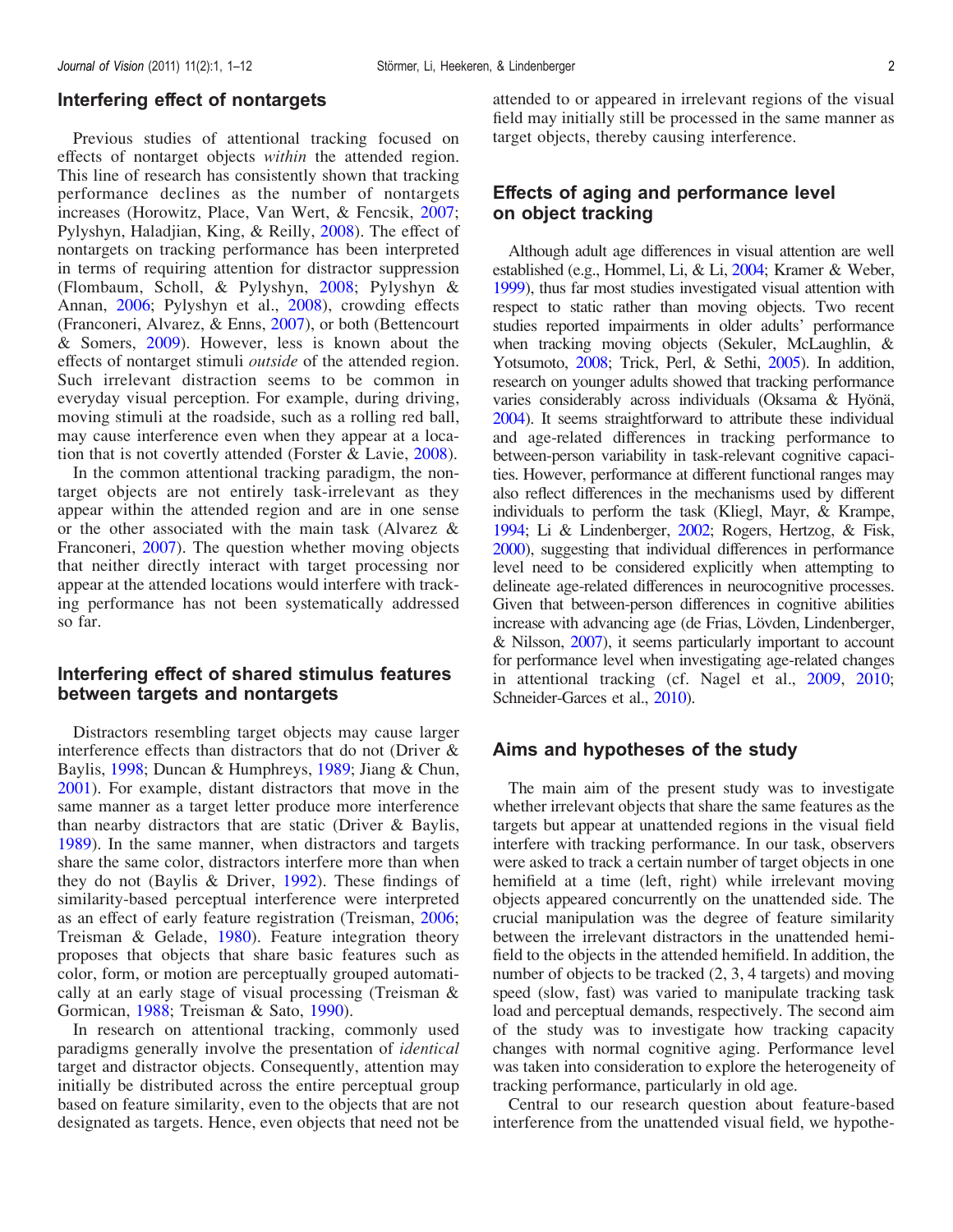## Interfering effect of nontargets

Previous studies of attentional tracking focused on effects of nontarget objects *within* the attended region. This line of research has consistently shown that tracking performance declines as the number of nontargets increases (Horowitz, Place, Van Wert, & Fencsik, 2007; Pylyshyn, Haladjian, King, & Reilly, 2008). The effect of nontargets on tracking performance has been interpreted in terms of requiring attention for distractor suppression (Flombaum, Scholl, & Pylyshyn, 2008; Pylyshyn & Annan, 2006; Pylyshyn et al., 2008), crowding effects (Franconeri, Alvarez, & Enns, 2007), or both (Bettencourt & Somers, 2009). However, less is known about the effects of nontarget stimuli *outside* of the attended region. Such irrelevant distraction seems to be common in everyday visual perception. For example, during driving, moving stimuli at the roadside, such as a rolling red ball, may cause interference even when they appear at a location that is not covertly attended (Forster & Lavie, 2008).

In the common attentional tracking paradigm, the nontarget objects are not entirely task-irrelevant as they appear within the attended region and are in one sense or the other associated with the main task (Alvarez & Franconeri, 2007). The question whether moving objects that neither directly interact with target processing nor appear at the attended locations would interfere with tracking performance has not been systematically addressed so far.

## Interfering effect of shared stimulus features between targets and nontargets

Distractors resembling target objects may cause larger interference effects than distractors that do not (Driver & Baylis, 1998; Duncan & Humphreys, 1989; Jiang & Chun, 2001). For example, distant distractors that move in the same manner as a target letter produce more interference than nearby distractors that are static (Driver & Baylis, 1989). In the same manner, when distractors and targets share the same color, distractors interfere more than when they do not (Baylis & Driver, 1992). These findings of similarity-based perceptual interference were interpreted as an effect of early feature registration (Treisman, 2006; Treisman & Gelade, 1980). Feature integration theory proposes that objects that share basic features such as color, form, or motion are perceptually grouped automatically at an early stage of visual processing (Treisman & Gormican, 1988; Treisman & Sato, 1990).

In research on attentional tracking, commonly used paradigms generally involve the presentation of *identical* target and distractor objects. Consequently, attention may initially be distributed across the entire perceptual group based on feature similarity, even to the objects that are not designated as targets. Hence, even objects that need not be attended to or appeared in irrelevant regions of the visual field may initially still be processed in the same manner as target objects, thereby causing interference.

## Effects of aging and performance level on object tracking

Although adult age differences in visual attention are well established (e.g., Hommel, Li, & Li, 2004; Kramer & Weber, 1999), thus far most studies investigated visual attention with respect to static rather than moving objects. Two recent studies reported impairments in older adults' performance when tracking moving objects (Sekuler, McLaughlin, & Yotsumoto, 2008; Trick, Perl, & Sethi, 2005). In addition, research on younger adults showed that tracking performance varies considerably across individuals (Oksama & Hyönä, 2004). It seems straightforward to attribute these individual and age-related differences in tracking performance to between-person variability in task-relevant cognitive capacities. However, performance at different functional ranges may also reflect differences in the mechanisms used by different individuals to perform the task (Kliegl, Mayr, & Krampe, 1994; Li & Lindenberger, 2002; Rogers, Hertzog, & Fisk, 2000), suggesting that individual differences in performance level need to be considered explicitly when attempting to delineate age-related differences in neurocognitive processes. Given that between-person differences in cognitive abilities increase with advancing age (de Frias, Lövden, Lindenberger, & Nilsson, 2007), it seems particularly important to account for performance level when investigating age-related changes in attentional tracking (cf. Nagel et al., 2009, 2010; Schneider-Garces et al., 2010).

## Aims and hypotheses of the study

The main aim of the present study was to investigate whether irrelevant objects that share the same features as the targets but appear at unattended regions in the visual field interfere with tracking performance. In our task, observers were asked to track a certain number of target objects in one hemifield at a time (left, right) while irrelevant moving objects appeared concurrently on the unattended side. The crucial manipulation was the degree of feature similarity between the irrelevant distractors in the unattended hemifield to the objects in the attended hemifield. In addition, the number of objects to be tracked (2, 3, 4 targets) and moving speed (slow, fast) was varied to manipulate tracking task load and perceptual demands, respectively. The second aim of the study was to investigate how tracking capacity changes with normal cognitive aging. Performance level was taken into consideration to explore the heterogeneity of tracking performance, particularly in old age.

Central to our research question about feature-based interference from the unattended visual field, we hypothe-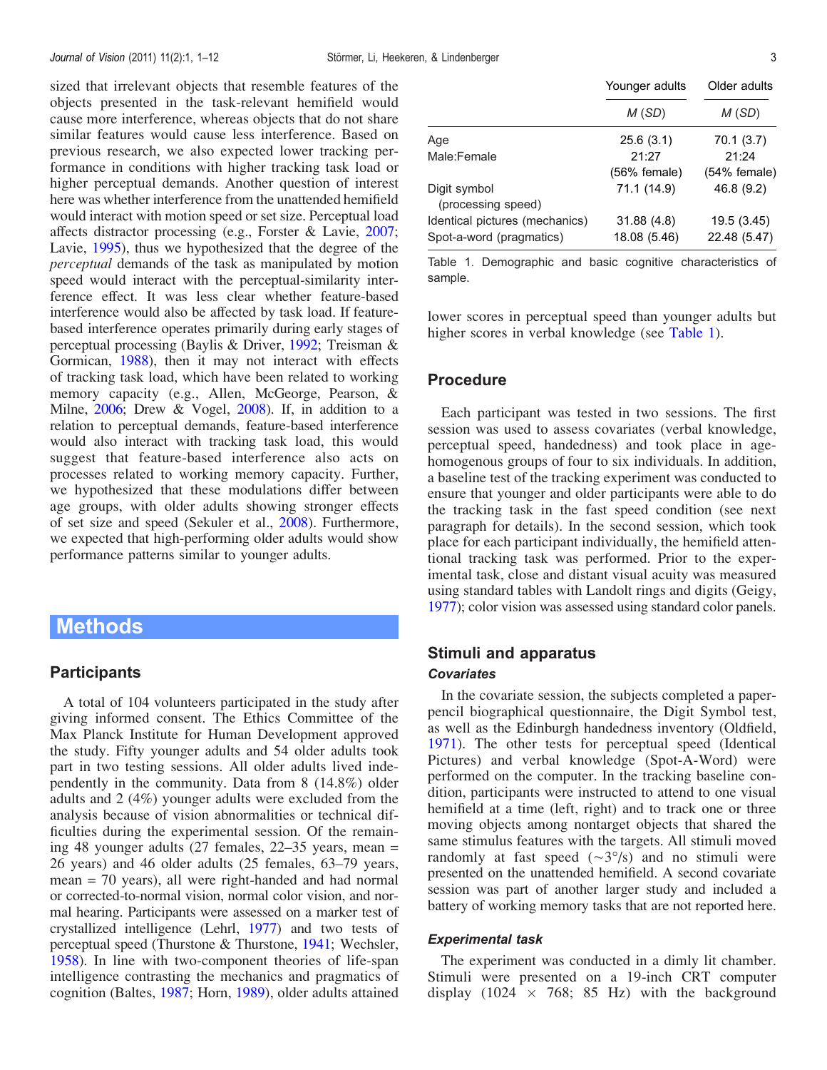sized that irrelevant objects that resemble features of the objects presented in the task-relevant hemifield would cause more interference, whereas objects that do not share similar features would cause less interference. Based on previous research, we also expected lower tracking performance in conditions with higher tracking task load or higher perceptual demands. Another question of interest here was whether interference from the unattended hemifield would interact with motion speed or set size. Perceptual load affects distractor processing (e.g., Forster & Lavie, 2007; Lavie, 1995), thus we hypothesized that the degree of the *perceptual* demands of the task as manipulated by motion speed would interact with the perceptual-similarity interference effect. It was less clear whether feature-based interference would also be affected by task load. If feature-based interference operates primarily during early stages of perceptual processing (Baylis & Driver, 1992; Treisman & Gormican, 1988), then it may not interact with effects of tracking task load, which have been related to working memory capacity (e.g., Allen, McGeorge, Pearson, & Milne, 2006; Drew & Vogel, 2008). If, in addition to a relation to perceptual demands, feature-based interference would also interact with tracking task load, this would suggest that feature-based interference also acts on processes related to working memory capacity. Further, we hypothesized that these modulations differ between age groups, with older adults showing stronger effects of set size and speed (Sekuler et al., 2008). Furthermore, we expected that high-performing older adults would show performance patterns similar to younger adults.

# Methods

## Participants

A total of 104 volunteers participated in the study after giving informed consent. The Ethics Committee of the Max Planck Institute for Human Development approved the study. Fifty younger adults and 54 older adults took part in two testing sessions. All older adults lived independently in the community. Data from 8 (14.8%) older adults and 2 (4%) younger adults were excluded from the analysis because of vision abnormalities or technical difficulties during the experimental session. Of the remaining 48 younger adults (27 females, 22–35 years, mean = 26 years) and 46 older adults (25 females, 63–79 years, mean = 70 years), all were right-handed and had normal or corrected-to-normal vision, normal color vision, and normal hearing. Participants were assessed on a marker test of crystallized intelligence (Lehrl, 1977) and two tests of perceptual speed (Thurstone & Thurstone, 1941; Wechsler, 1958). In line with two-component theories of life-span intelligence contrasting the mechanics and pragmatics of cognition (Baltes, 1987; Horn, 1989), older adults attained lower scores in perceptual speed than younger adults but higher scores in verbal knowledge (see Table 1).

| | Younger adults | Older adults |
|---|---|---|
| | *M* (*SD*) | *M* (*SD*) |
| Age | 25.6 (3.1) | 70.1 (3.7) |
| Male:Female | 21:27 (56% female) | 21:24 (54% female) |
| Digit symbol (processing speed) | 71.1 (14.9) | 46.8 (9.2) |
| Identical pictures (mechanics) | 31.88 (4.8) | 19.5 (3.45) |
| Spot-a-word (pragmatics) | 18.08 (5.46) | 22.48 (5.47) |

Table 1. Demographic and basic cognitive characteristics of sample.

## Procedure

Each participant was tested in two sessions. The first session was used to assess covariates (verbal knowledge, perceptual speed, handedness) and took place in age-homogenous groups of four to six individuals. In addition, a baseline test of the tracking experiment was conducted to ensure that younger and older participants were able to do the tracking task in the fast speed condition (see next paragraph for details). In the second session, which took place for each participant individually, the hemifield attentional tracking task was performed. Prior to the experimental task, close and distant visual acuity was measured using standard tables with Landolt rings and digits (Geigy, 1977); color vision was assessed using standard color panels.

## Stimuli and apparatus

### *Covariates*

In the covariate session, the subjects completed a paper-pencil biographical questionnaire, the Digit Symbol test, as well as the Edinburgh handedness inventory (Oldfield, 1971). The other tests for perceptual speed (Identical Pictures) and verbal knowledge (Spot-A-Word) were performed on the computer. In the tracking baseline condition, participants were instructed to attend to one visual hemifield at a time (left, right) and to track one or three moving objects among nontarget objects that shared the same stimulus features with the targets. All stimuli moved randomly at fast speed (~3°/s) and no stimuli were presented on the unattended hemifield. A second covariate session was part of another larger study and included a battery of working memory tasks that are not reported here.

### *Experimental task*

The experiment was conducted in a dimly lit chamber. Stimuli were presented on a 19-inch CRT computer display (1024 × 768; 85 Hz) with the background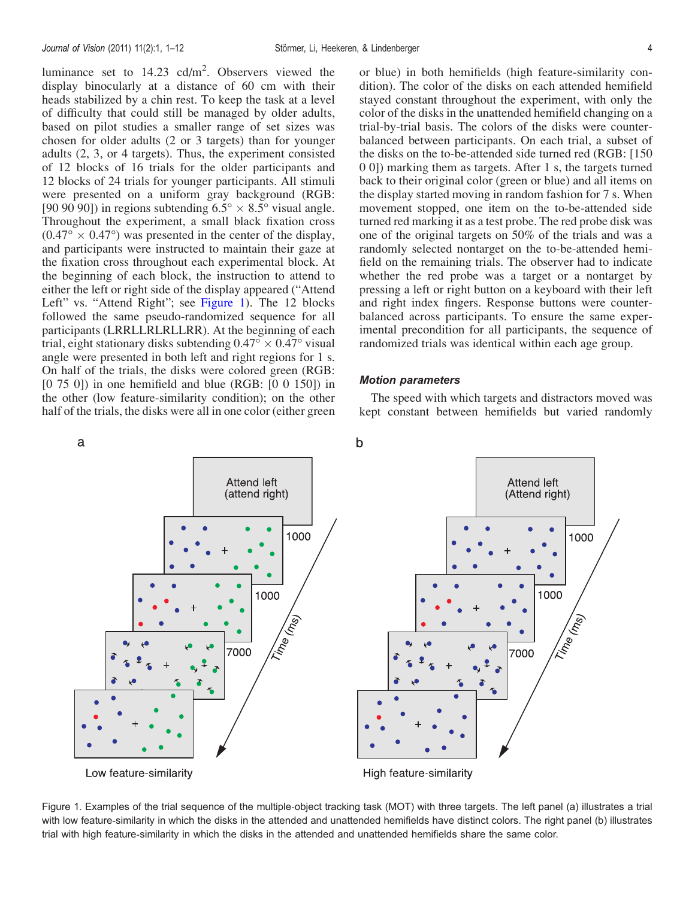luminance set to 14.23 cd/m$^2$. Observers viewed the display binocularly at a distance of 60 cm with their heads stabilized by a chin rest. To keep the task at a level of difficulty that could still be managed by older adults, based on pilot studies a smaller range of set sizes was chosen for older adults (2 or 3 targets) than for younger adults (2, 3, or 4 targets). Thus, the experiment consisted of 12 blocks of 16 trials for the older participants and 12 blocks of 24 trials for younger participants. All stimuli were presented on a uniform gray background (RGB: [90 90 90]) in regions subtending $6.5° \times 8.5°$ visual angle. Throughout the experiment, a small black fixation cross ($0.47° \times 0.47°$) was presented in the center of the display, and participants were instructed to maintain their gaze at the fixation cross throughout each experimental block. At the beginning of each block, the instruction to attend to either the left or right side of the display appeared ("Attend Left" vs. "Attend Right"; see Figure 1). The 12 blocks followed the same pseudo-randomized sequence for all participants (LRRLLRLRLLRR). At the beginning of each trial, eight stationary disks subtending $0.47° \times 0.47°$ visual angle were presented in both left and right regions for 1 s. On half of the trials, the disks were colored green (RGB: [0 75 0]) in one hemifield and blue (RGB: [0 0 150]) in the other (low feature-similarity condition); on the other half of the trials, the disks were all in one color (either green or blue) in both hemifields (high feature-similarity condition). The color of the disks on each attended hemifield stayed constant throughout the experiment, with only the color of the disks in the unattended hemifield changing on a trial-by-trial basis. The colors of the disks were counterbalanced between participants. On each trial, a subset of the disks on the to-be-attended side turned red (RGB: [150 0 0]) marking them as targets. After 1 s, the targets turned back to their original color (green or blue) and all items on the display started moving in random fashion for 7 s. When movement stopped, one item on the to-be-attended side turned red marking it as a test probe. The red probe disk was one of the original targets on 50% of the trials and was a randomly selected nontarget on the to-be-attended hemifield on the remaining trials. The observer had to indicate whether the red probe was a target or a nontarget by pressing a left or right button on a keyboard with their left and right index fingers. Response buttons were counterbalanced across participants. To ensure the same experimental precondition for all participants, the sequence of randomized trials was identical within each age group.

### *Motion parameters*

The speed with which targets and distractors moved was kept constant between hemifields but varied randomly

Figure 1. Examples of the trial sequence of the multiple-object tracking task (MOT) with three targets. The left panel (a) illustrates a trial with low feature-similarity in which the disks in the attended and unattended hemifields have distinct colors. The right panel (b) illustrates trial with high feature-similarity in which the disks in the attended and unattended hemifields share the same color.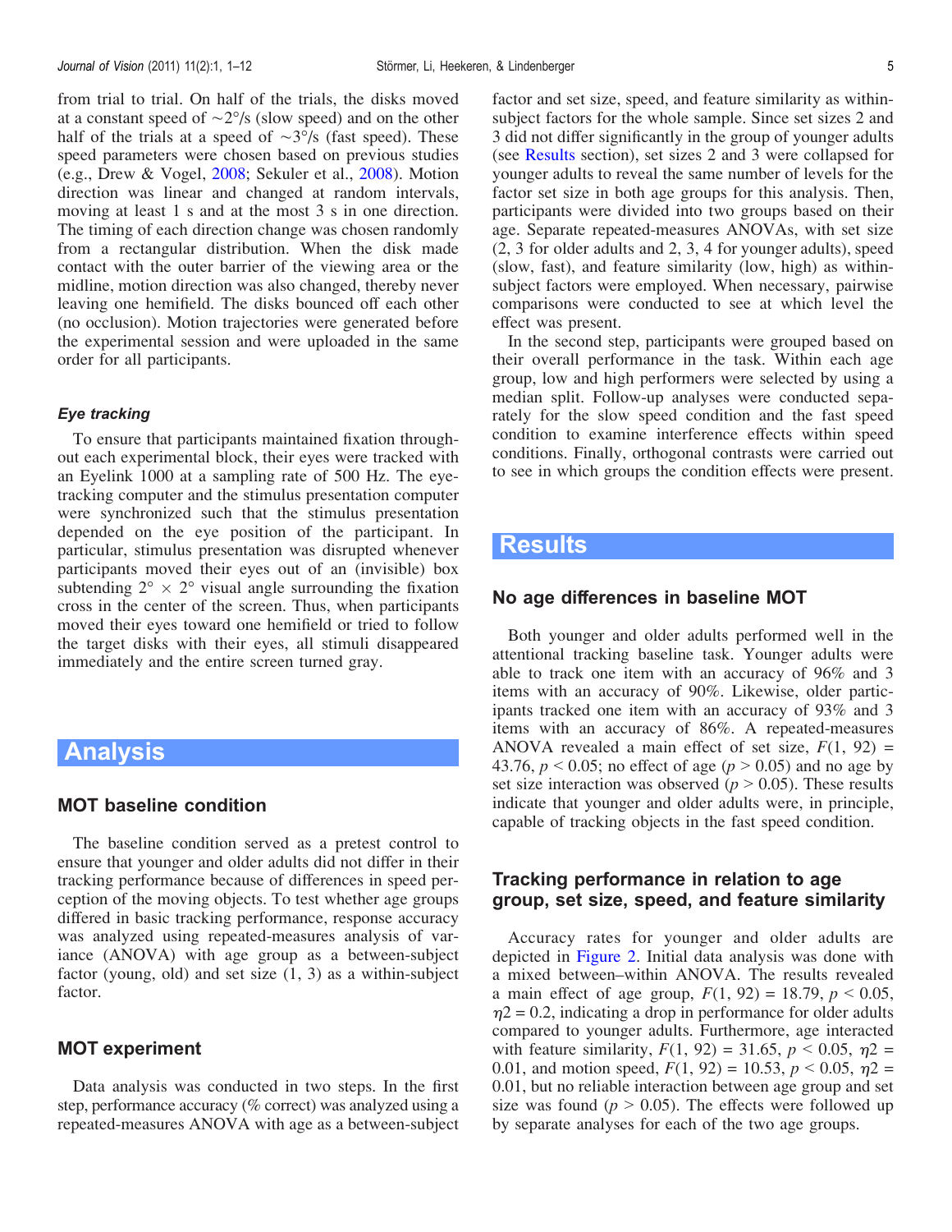from trial to trial. On half of the trials, the disks moved at a constant speed of $\sim 2°$/s (slow speed) and on the other half of the trials at a speed of $\sim 3°$/s (fast speed). These speed parameters were chosen based on previous studies (e.g., Drew & Vogel, 2008; Sekuler et al., 2008). Motion direction was linear and changed at random intervals, moving at least 1 s and at the most 3 s in one direction. The timing of each direction change was chosen randomly from a rectangular distribution. When the disk made contact with the outer barrier of the viewing area or the midline, motion direction was also changed, thereby never leaving one hemifield. The disks bounced off each other (no occlusion). Motion trajectories were generated before the experimental session and were uploaded in the same order for all participants.

### *Eye tracking*

To ensure that participants maintained fixation throughout each experimental block, their eyes were tracked with an Eyelink 1000 at a sampling rate of 500 Hz. The eye-tracking computer and the stimulus presentation computer were synchronized such that the stimulus presentation depended on the eye position of the participant. In particular, stimulus presentation was disrupted whenever participants moved their eyes out of an (invisible) box subtending $2° \times 2°$ visual angle surrounding the fixation cross in the center of the screen. Thus, when participants moved their eyes toward one hemifield or tried to follow the target disks with their eyes, all stimuli disappeared immediately and the entire screen turned gray.

## Analysis

### MOT baseline condition

The baseline condition served as a pretest control to ensure that younger and older adults did not differ in their tracking performance because of differences in speed perception of the moving objects. To test whether age groups differed in basic tracking performance, response accuracy was analyzed using repeated-measures analysis of variance (ANOVA) with age group as a between-subject factor (young, old) and set size (1, 3) as a within-subject factor.

### MOT experiment

Data analysis was conducted in two steps. In the first step, performance accuracy (% correct) was analyzed using a repeated-measures ANOVA with age as a between-subject factor and set size, speed, and feature similarity as within-subject factors for the whole sample. Since set sizes 2 and 3 did not differ significantly in the group of younger adults (see Results section), set sizes 2 and 3 were collapsed for younger adults to reveal the same number of levels for the factor set size in both age groups for this analysis. Then, participants were divided into two groups based on their age. Separate repeated-measures ANOVAs, with set size (2, 3 for older adults and 2, 3, 4 for younger adults), speed (slow, fast), and feature similarity (low, high) as within-subject factors were employed. When necessary, pairwise comparisons were conducted to see at which level the effect was present.

In the second step, participants were grouped based on their overall performance in the task. Within each age group, low and high performers were selected by using a median split. Follow-up analyses were conducted separately for the slow speed condition and the fast speed condition to examine interference effects within speed conditions. Finally, orthogonal contrasts were carried out to see in which groups the condition effects were present.

## Results

### No age differences in baseline MOT

Both younger and older adults performed well in the attentional tracking baseline task. Younger adults were able to track one item with an accuracy of 96% and 3 items with an accuracy of 90%. Likewise, older participants tracked one item with an accuracy of 93% and 3 items with an accuracy of 86%. A repeated-measures ANOVA revealed a main effect of set size, $F(1, 92) = 43.76$, $p < 0.05$; no effect of age ($p > 0.05$) and no age by set size interaction was observed ($p > 0.05$). These results indicate that younger and older adults were, in principle, capable of tracking objects in the fast speed condition.

### Tracking performance in relation to age group, set size, speed, and feature similarity

Accuracy rates for younger and older adults are depicted in Figure 2. Initial data analysis was done with a mixed between–within ANOVA. The results revealed a main effect of age group, $F(1, 92) = 18.79$, $p < 0.05$, $\eta 2 = 0.2$, indicating a drop in performance for older adults compared to younger adults. Furthermore, age interacted with feature similarity, $F(1, 92) = 31.65$, $p < 0.05$, $\eta 2 = 0.01$, and motion speed, $F(1, 92) = 10.53$, $p < 0.05$, $\eta 2 = 0.01$, but no reliable interaction between age group and set size was found ($p > 0.05$). The effects were followed up by separate analyses for each of the two age groups.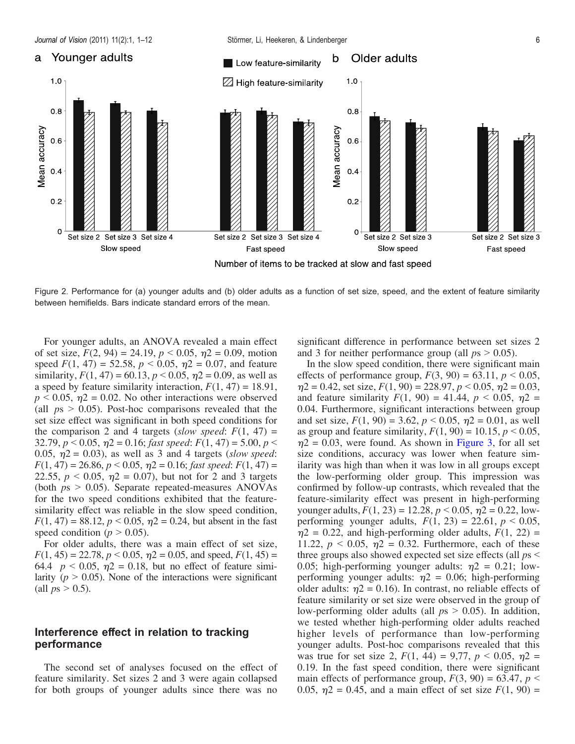Figure 2. Performance for (a) younger adults and (b) older adults as a function of set size, speed, and the extent of feature similarity between hemifields. Bars indicate standard errors of the mean.

For younger adults, an ANOVA revealed a main effect of set size, $F(2, 94) = 24.19$, $p < 0.05$, $\eta2 = 0.09$, motion speed $F(1, 47) = 52.58$, $p < 0.05$, $\eta2 = 0.07$, and feature similarity, $F(1, 47) = 60.13$, $p < 0.05$, $\eta2 = 0.09$, as well as a speed by feature similarity interaction, $F(1, 47) = 18.91$, $p < 0.05$, $\eta2 = 0.02$. No other interactions were observed (all $ps > 0.05$). Post-hoc comparisons revealed that the set size effect was significant in both speed conditions for the comparison 2 and 4 targets (*slow speed*: $F(1, 47) = 32.79$, $p < 0.05$, $\eta2 = 0.16$; *fast speed*: $F(1, 47) = 5.00$, $p < 0.05$, $\eta2 = 0.03$), as well as 3 and 4 targets (*slow speed*: $F(1, 47) = 26.86$, $p < 0.05$, $\eta2 = 0.16$; *fast speed*: $F(1, 47) = 22.55$, $p < 0.05$, $\eta2 = 0.07$), but not for 2 and 3 targets (both $ps > 0.05$). Separate repeated-measures ANOVAs for the two speed conditions exhibited that the feature-similarity effect was reliable in the slow speed condition, $F(1, 47) = 88.12$, $p < 0.05$, $\eta2 = 0.24$, but absent in the fast speed condition ($p > 0.05$).

For older adults, there was a main effect of set size, $F(1, 45) = 22.78$, $p < 0.05$, $\eta2 = 0.05$, and speed, $F(1, 45) = 64.4$ $p < 0.05$, $\eta2 = 0.18$, but no effect of feature similarity ($p > 0.05$). None of the interactions were significant (all $ps > 0.5$).

## Interference effect in relation to tracking performance

The second set of analyses focused on the effect of feature similarity. Set sizes 2 and 3 were again collapsed for both groups of younger adults since there was no significant difference in performance between set sizes 2 and 3 for neither performance group (all $ps > 0.05$).

In the slow speed condition, there were significant main effects of performance group, $F(3, 90) = 63.11$, $p < 0.05$, $\eta2 = 0.42$, set size, $F(1, 90) = 228.97$, $p < 0.05$, $\eta2 = 0.03$, and feature similarity $F(1, 90) = 41.44$, $p < 0.05$, $\eta2 = 0.04$. Furthermore, significant interactions between group and set size, $F(1, 90) = 3.62$, $p < 0.05$, $\eta2 = 0.01$, as well as group and feature similarity, $F(1, 90) = 10.15$, $p < 0.05$, $\eta2 = 0.03$, were found. As shown in Figure 3, for all set size conditions, accuracy was lower when feature similarity was high than when it was low in all groups except the low-performing older group. This impression was confirmed by follow-up contrasts, which revealed that the feature-similarity effect was present in high-performing younger adults, $F(1, 23) = 12.28$, $p < 0.05$, $\eta2 = 0.22$, low-performing younger adults, $F(1, 23) = 22.61$, $p < 0.05$, $\eta2 = 0.22$, and high-performing older adults, $F(1, 22) = 11.22$, $p < 0.05$, $\eta2 = 0.32$. Furthermore, each of these three groups also showed expected set size effects (all $ps < 0.05$; high-performing younger adults: $\eta2 = 0.21$; low-performing younger adults: $\eta2 = 0.06$; high-performing older adults: $\eta2 = 0.16$). In contrast, no reliable effects of feature similarity or set size were observed in the group of low-performing older adults (all $ps > 0.05$). In addition, we tested whether high-performing older adults reached higher levels of performance than low-performing younger adults. Post-hoc comparisons revealed that this was true for set size 2, $F(1, 44) = 9{,}77$, $p < 0.05$, $\eta2 = 0.19$. In the fast speed condition, there were significant main effects of performance group, $F(3, 90) = 63.47$, $p < 0.05$, $\eta2 = 0.45$, and a main effect of set size $F(1, 90) =$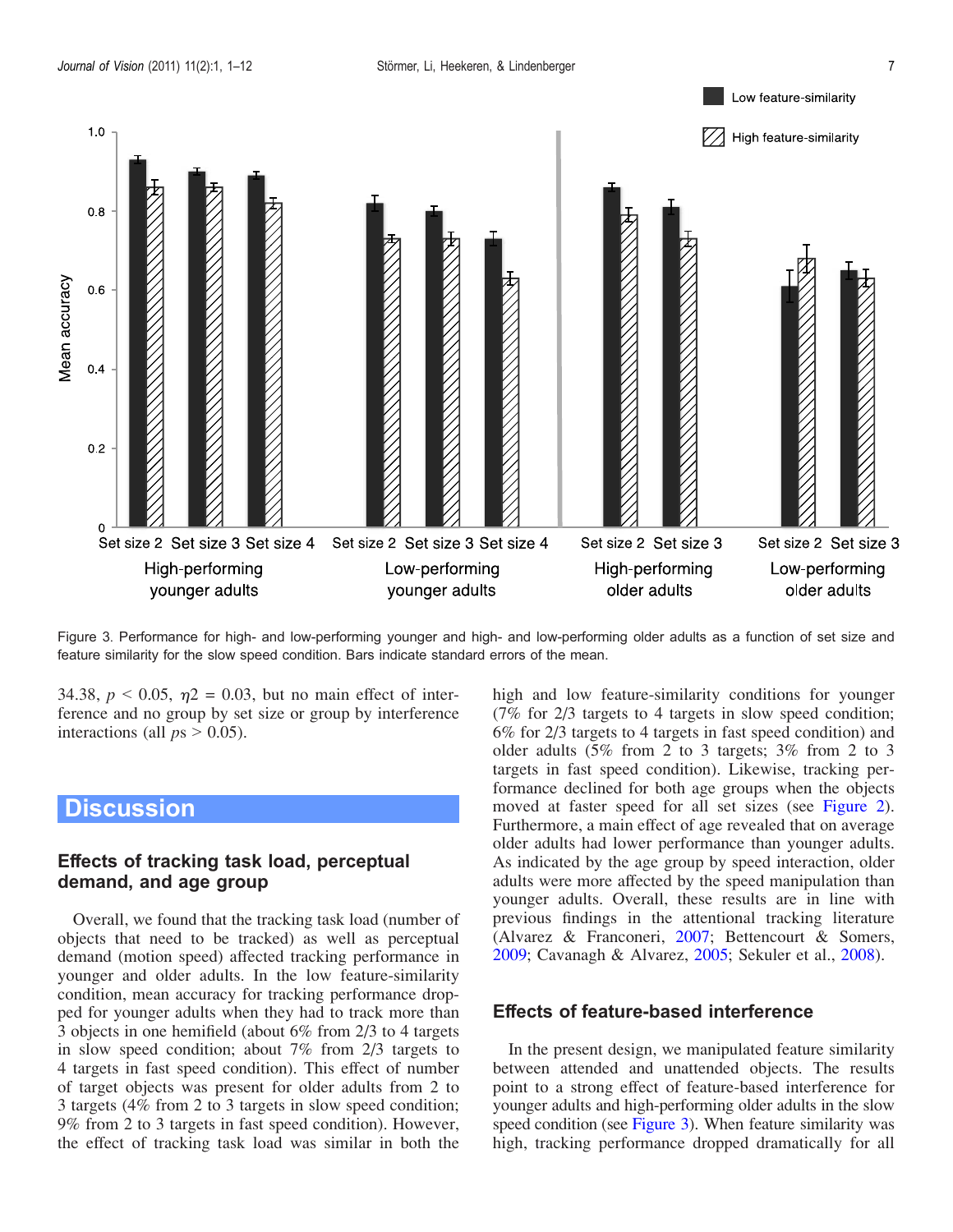Figure 3. Performance for high- and low-performing younger and high- and low-performing older adults as a function of set size and feature similarity for the slow speed condition. Bars indicate standard errors of the mean.

34.38, $p < 0.05$, $\eta 2 = 0.03$, but no main effect of interference and no group by set size or group by interference interactions (all $ps > 0.05$).

## Discussion

### Effects of tracking task load, perceptual demand, and age group

Overall, we found that the tracking task load (number of objects that need to be tracked) as well as perceptual demand (motion speed) affected tracking performance in younger and older adults. In the low feature-similarity condition, mean accuracy for tracking performance dropped for younger adults when they had to track more than 3 objects in one hemifield (about 6% from 2/3 to 4 targets in slow speed condition; about 7% from 2/3 targets to 4 targets in fast speed condition). This effect of number of target objects was present for older adults from 2 to 3 targets (4% from 2 to 3 targets in slow speed condition; 9% from 2 to 3 targets in fast speed condition). However, the effect of tracking task load was similar in both the high and low feature-similarity conditions for younger (7% for 2/3 targets to 4 targets in slow speed condition; 6% for 2/3 targets to 4 targets in fast speed condition) and older adults (5% from 2 to 3 targets; 3% from 2 to 3 targets in fast speed condition). Likewise, tracking performance declined for both age groups when the objects moved at faster speed for all set sizes (see Figure 2). Furthermore, a main effect of age revealed that on average older adults had lower performance than younger adults. As indicated by the age group by speed interaction, older adults were more affected by the speed manipulation than younger adults. Overall, these results are in line with previous findings in the attentional tracking literature (Alvarez & Franconeri, 2007; Bettencourt & Somers, 2009; Cavanagh & Alvarez, 2005; Sekuler et al., 2008).

### Effects of feature-based interference

In the present design, we manipulated feature similarity between attended and unattended objects. The results point to a strong effect of feature-based interference for younger adults and high-performing older adults in the slow speed condition (see Figure 3). When feature similarity was high, tracking performance dropped dramatically for all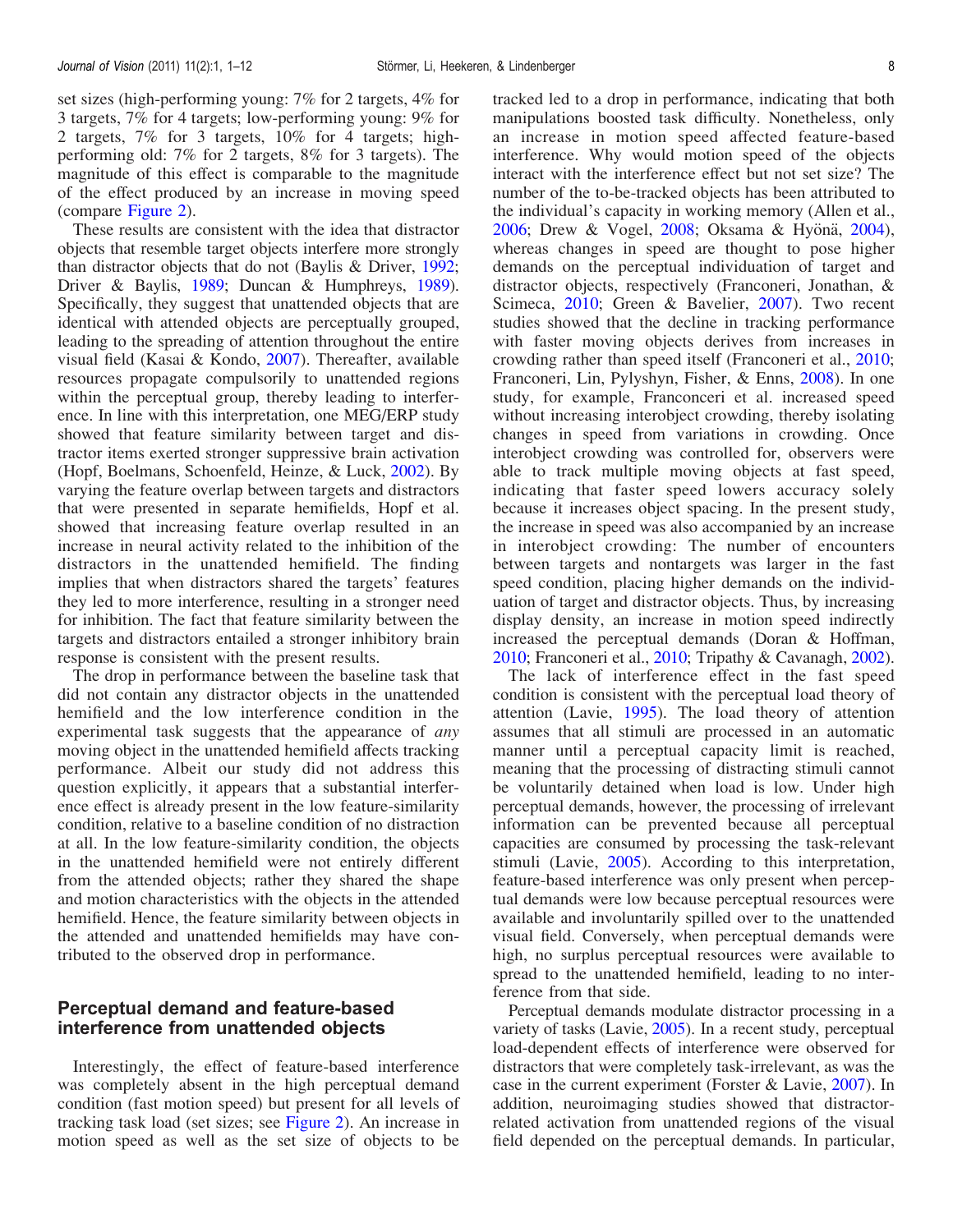set sizes (high-performing young: 7% for 2 targets, 4% for 3 targets, 7% for 4 targets; low-performing young: 9% for 2 targets, 7% for 3 targets, 10% for 4 targets; high-performing old: 7% for 2 targets, 8% for 3 targets). The magnitude of this effect is comparable to the magnitude of the effect produced by an increase in moving speed (compare Figure 2).

These results are consistent with the idea that distractor objects that resemble target objects interfere more strongly than distractor objects that do not (Baylis & Driver, 1992; Driver & Baylis, 1989; Duncan & Humphreys, 1989). Specifically, they suggest that unattended objects that are identical with attended objects are perceptually grouped, leading to the spreading of attention throughout the entire visual field (Kasai & Kondo, 2007). Thereafter, available resources propagate compulsorily to unattended regions within the perceptual group, thereby leading to interference. In line with this interpretation, one MEG/ERP study showed that feature similarity between target and distractor items exerted stronger suppressive brain activation (Hopf, Boelmans, Schoenfeld, Heinze, & Luck, 2002). By varying the feature overlap between targets and distractors that were presented in separate hemifields, Hopf et al. showed that increasing feature overlap resulted in an increase in neural activity related to the inhibition of the distractors in the unattended hemifield. The finding implies that when distractors shared the targets' features they led to more interference, resulting in a stronger need for inhibition. The fact that feature similarity between the targets and distractors entailed a stronger inhibitory brain response is consistent with the present results.

The drop in performance between the baseline task that did not contain any distractor objects in the unattended hemifield and the low interference condition in the experimental task suggests that the appearance of *any* moving object in the unattended hemifield affects tracking performance. Albeit our study did not address this question explicitly, it appears that a substantial interference effect is already present in the low feature-similarity condition, relative to a baseline condition of no distraction at all. In the low feature-similarity condition, the objects in the unattended hemifield were not entirely different from the attended objects; rather they shared the shape and motion characteristics with the objects in the attended hemifield. Hence, the feature similarity between objects in the attended and unattended hemifields may have contributed to the observed drop in performance.

## Perceptual demand and feature-based interference from unattended objects

Interestingly, the effect of feature-based interference was completely absent in the high perceptual demand condition (fast motion speed) but present for all levels of tracking task load (set sizes; see Figure 2). An increase in motion speed as well as the set size of objects to be tracked led to a drop in performance, indicating that both manipulations boosted task difficulty. Nonetheless, only an increase in motion speed affected feature-based interference. Why would motion speed of the objects interact with the interference effect but not set size? The number of the to-be-tracked objects has been attributed to the individual's capacity in working memory (Allen et al., 2006; Drew & Vogel, 2008; Oksama & Hyönä, 2004), whereas changes in speed are thought to pose higher demands on the perceptual individuation of target and distractor objects, respectively (Franconeri, Jonathan, & Scimeca, 2010; Green & Bavelier, 2007). Two recent studies showed that the decline in tracking performance with faster moving objects derives from increases in crowding rather than speed itself (Franconeri et al., 2010; Franconeri, Lin, Pylyshyn, Fisher, & Enns, 2008). In one study, for example, Franconeri et al. increased speed without increasing interobject crowding, thereby isolating changes in speed from variations in crowding. Once interobject crowding was controlled for, observers were able to track multiple moving objects at fast speed, indicating that faster speed lowers accuracy solely because it increases object spacing. In the present study, the increase in speed was also accompanied by an increase in interobject crowding: The number of encounters between targets and nontargets was larger in the fast speed condition, placing higher demands on the individuation of target and distractor objects. Thus, by increasing display density, an increase in motion speed indirectly increased the perceptual demands (Doran & Hoffman, 2010; Franconeri et al., 2010; Tripathy & Cavanagh, 2002).

The lack of interference effect in the fast speed condition is consistent with the perceptual load theory of attention (Lavie, 1995). The load theory of attention assumes that all stimuli are processed in an automatic manner until a perceptual capacity limit is reached, meaning that the processing of distracting stimuli cannot be voluntarily detained when load is low. Under high perceptual demands, however, the processing of irrelevant information can be prevented because all perceptual capacities are consumed by processing the task-relevant stimuli (Lavie, 2005). According to this interpretation, feature-based interference was only present when perceptual demands were low because perceptual resources were available and involuntarily spilled over to the unattended visual field. Conversely, when perceptual demands were high, no surplus perceptual resources were available to spread to the unattended hemifield, leading to no interference from that side.

Perceptual demands modulate distractor processing in a variety of tasks (Lavie, 2005). In a recent study, perceptual load-dependent effects of interference were observed for distractors that were completely task-irrelevant, as was the case in the current experiment (Forster & Lavie, 2007). In addition, neuroimaging studies showed that distractor-related activation from unattended regions of the visual field depended on the perceptual demands. In particular,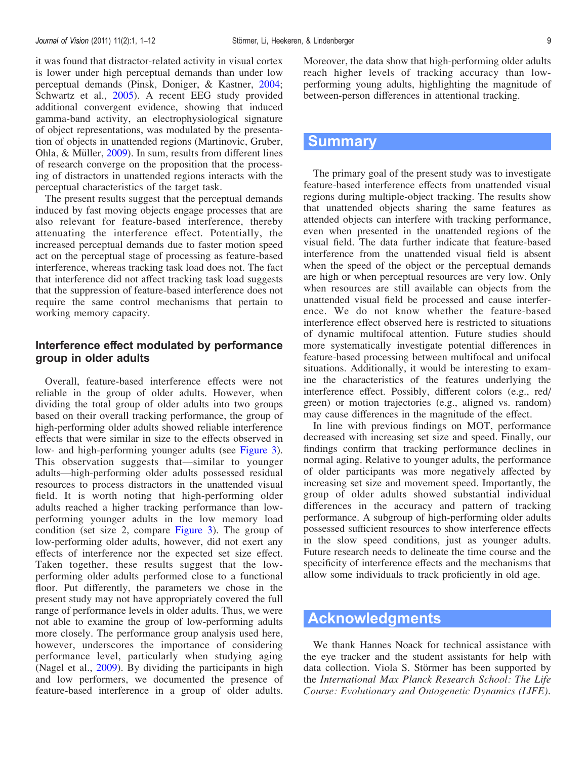it was found that distractor-related activity in visual cortex is lower under high perceptual demands than under low perceptual demands (Pinsk, Doniger, & Kastner, 2004; Schwartz et al., 2005). A recent EEG study provided additional convergent evidence, showing that induced gamma-band activity, an electrophysiological signature of object representations, was modulated by the presentation of objects in unattended regions (Martinovic, Gruber, Ohla, & Müller, 2009). In sum, results from different lines of research converge on the proposition that the processing of distractors in unattended regions interacts with the perceptual characteristics of the target task.

The present results suggest that the perceptual demands induced by fast moving objects engage processes that are also relevant for feature-based interference, thereby attenuating the interference effect. Potentially, the increased perceptual demands due to faster motion speed act on the perceptual stage of processing as feature-based interference, whereas tracking task load does not. The fact that interference did not affect tracking task load suggests that the suppression of feature-based interference does not require the same control mechanisms that pertain to working memory capacity.

### Interference effect modulated by performance group in older adults

Overall, feature-based interference effects were not reliable in the group of older adults. However, when dividing the total group of older adults into two groups based on their overall tracking performance, the group of high-performing older adults showed reliable interference effects that were similar in size to the effects observed in low- and high-performing younger adults (see Figure 3). This observation suggests that—similar to younger adults—high-performing older adults possessed residual resources to process distractors in the unattended visual field. It is worth noting that high-performing older adults reached a higher tracking performance than low-performing younger adults in the low memory load condition (set size 2, compare Figure 3). The group of low-performing older adults, however, did not exert any effects of interference nor the expected set size effect. Taken together, these results suggest that the low-performing older adults performed close to a functional floor. Put differently, the parameters we chose in the present study may not have appropriately covered the full range of performance levels in older adults. Thus, we were not able to examine the group of low-performing adults more closely. The performance group analysis used here, however, underscores the importance of considering performance level, particularly when studying aging (Nagel et al., 2009). By dividing the participants in high and low performers, we documented the presence of feature-based interference in a group of older adults. Moreover, the data show that high-performing older adults reach higher levels of tracking accuracy than low-performing young adults, highlighting the magnitude of between-person differences in attentional tracking.

## Summary

The primary goal of the present study was to investigate feature-based interference effects from unattended visual regions during multiple-object tracking. The results show that unattended objects sharing the same features as attended objects can interfere with tracking performance, even when presented in the unattended regions of the visual field. The data further indicate that feature-based interference from the unattended visual field is absent when the speed of the object or the perceptual demands are high or when perceptual resources are very low. Only when resources are still available can objects from the unattended visual field be processed and cause interference. We do not know whether the feature-based interference effect observed here is restricted to situations of dynamic multifocal attention. Future studies should more systematically investigate potential differences in feature-based processing between multifocal and unifocal situations. Additionally, it would be interesting to examine the characteristics of the features underlying the interference effect. Possibly, different colors (e.g., red/green) or motion trajectories (e.g., aligned vs. random) may cause differences in the magnitude of the effect.

In line with previous findings on MOT, performance decreased with increasing set size and speed. Finally, our findings confirm that tracking performance declines in normal aging. Relative to younger adults, the performance of older participants was more negatively affected by increasing set size and movement speed. Importantly, the group of older adults showed substantial individual differences in the accuracy and pattern of tracking performance. A subgroup of high-performing older adults possessed sufficient resources to show interference effects in the slow speed conditions, just as younger adults. Future research needs to delineate the time course and the specificity of interference effects and the mechanisms that allow some individuals to track proficiently in old age.

## Acknowledgments

We thank Hannes Noack for technical assistance with the eye tracker and the student assistants for help with data collection. Viola S. Störmer has been supported by the *International Max Planck Research School: The Life Course: Evolutionary and Ontogenetic Dynamics (LIFE)*.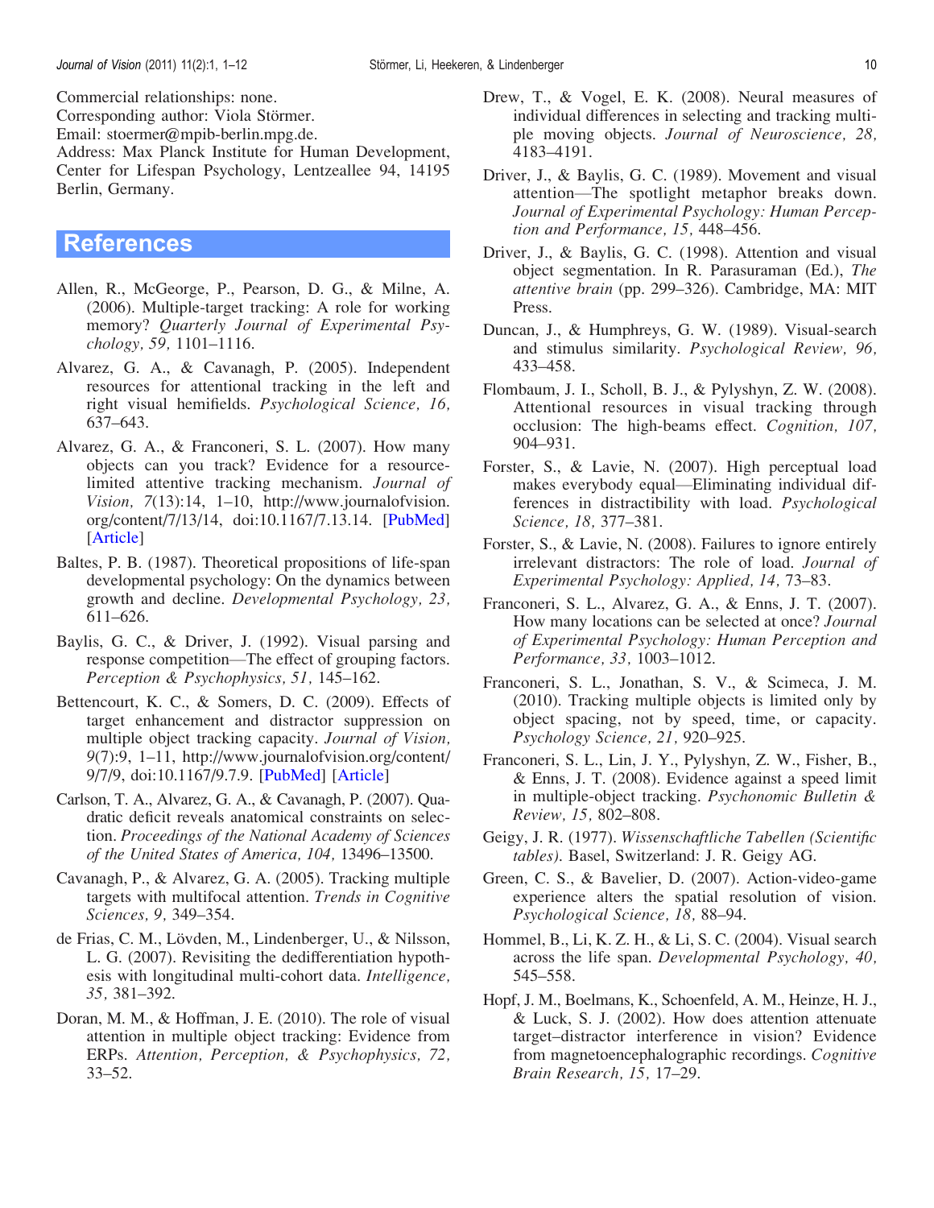Commercial relationships: none.
Corresponding author: Viola Störmer.
Email: stoermer@mpib-berlin.mpg.de.
Address: Max Planck Institute for Human Development, Center for Lifespan Psychology, Lentzeallee 94, 14195 Berlin, Germany.

## References

Allen, R., McGeorge, P., Pearson, D. G., & Milne, A. (2006). Multiple-target tracking: A role for working memory? *Quarterly Journal of Experimental Psychology, 59,* 1101–1116.

Alvarez, G. A., & Cavanagh, P. (2005). Independent resources for attentional tracking in the left and right visual hemifields. *Psychological Science, 16,* 637–643.

Alvarez, G. A., & Franconeri, S. L. (2007). How many objects can you track? Evidence for a resource-limited attentive tracking mechanism. *Journal of Vision, 7*(13):14, 1–10, http://www.journalofvision.org/content/7/13/14, doi:10.1167/7.13.14. [PubMed] [Article]

Baltes, P. B. (1987). Theoretical propositions of life-span developmental psychology: On the dynamics between growth and decline. *Developmental Psychology, 23,* 611–626.

Baylis, G. C., & Driver, J. (1992). Visual parsing and response competition—The effect of grouping factors. *Perception & Psychophysics, 51,* 145–162.

Bettencourt, K. C., & Somers, D. C. (2009). Effects of target enhancement and distractor suppression on multiple object tracking capacity. *Journal of Vision, 9*(7):9, 1–11, http://www.journalofvision.org/content/9/7/9, doi:10.1167/9.7.9. [PubMed] [Article]

Carlson, T. A., Alvarez, G. A., & Cavanagh, P. (2007). Quadratic deficit reveals anatomical constraints on selection. *Proceedings of the National Academy of Sciences of the United States of America, 104,* 13496–13500.

Cavanagh, P., & Alvarez, G. A. (2005). Tracking multiple targets with multifocal attention. *Trends in Cognitive Sciences, 9,* 349–354.

de Frias, C. M., Lövden, M., Lindenberger, U., & Nilsson, L. G. (2007). Revisiting the dedifferentiation hypothesis with longitudinal multi-cohort data. *Intelligence, 35,* 381–392.

Doran, M. M., & Hoffman, J. E. (2010). The role of visual attention in multiple object tracking: Evidence from ERPs. *Attention, Perception, & Psychophysics, 72,* 33–52.

Drew, T., & Vogel, E. K. (2008). Neural measures of individual differences in selecting and tracking multiple moving objects. *Journal of Neuroscience, 28,* 4183–4191.

Driver, J., & Baylis, G. C. (1989). Movement and visual attention—The spotlight metaphor breaks down. *Journal of Experimental Psychology: Human Perception and Performance, 15,* 448–456.

Driver, J., & Baylis, G. C. (1998). Attention and visual object segmentation. In R. Parasuraman (Ed.), *The attentive brain* (pp. 299–326). Cambridge, MA: MIT Press.

Duncan, J., & Humphreys, G. W. (1989). Visual-search and stimulus similarity. *Psychological Review, 96,* 433–458.

Flombaum, J. I., Scholl, B. J., & Pylyshyn, Z. W. (2008). Attentional resources in visual tracking through occlusion: The high-beams effect. *Cognition, 107,* 904–931.

Forster, S., & Lavie, N. (2007). High perceptual load makes everybody equal—Eliminating individual differences in distractibility with load. *Psychological Science, 18,* 377–381.

Forster, S., & Lavie, N. (2008). Failures to ignore entirely irrelevant distractors: The role of load. *Journal of Experimental Psychology: Applied, 14,* 73–83.

Franconeri, S. L., Alvarez, G. A., & Enns, J. T. (2007). How many locations can be selected at once? *Journal of Experimental Psychology: Human Perception and Performance, 33,* 1003–1012.

Franconeri, S. L., Jonathan, S. V., & Scimeca, J. M. (2010). Tracking multiple objects is limited only by object spacing, not by speed, time, or capacity. *Psychology Science, 21,* 920–925.

Franconeri, S. L., Lin, J. Y., Pylyshyn, Z. W., Fisher, B., & Enns, J. T. (2008). Evidence against a speed limit in multiple-object tracking. *Psychonomic Bulletin & Review, 15,* 802–808.

Geigy, J. R. (1977). *Wissenschaftliche Tabellen (Scientific tables).* Basel, Switzerland: J. R. Geigy AG.

Green, C. S., & Bavelier, D. (2007). Action-video-game experience alters the spatial resolution of vision. *Psychological Science, 18,* 88–94.

Hommel, B., Li, K. Z. H., & Li, S. C. (2004). Visual search across the life span. *Developmental Psychology, 40,* 545–558.

Hopf, J. M., Boelmans, K., Schoenfeld, A. M., Heinze, H. J., & Luck, S. J. (2002). How does attention attenuate target–distractor interference in vision? Evidence from magnetoencephalographic recordings. *Cognitive Brain Research, 15,* 17–29.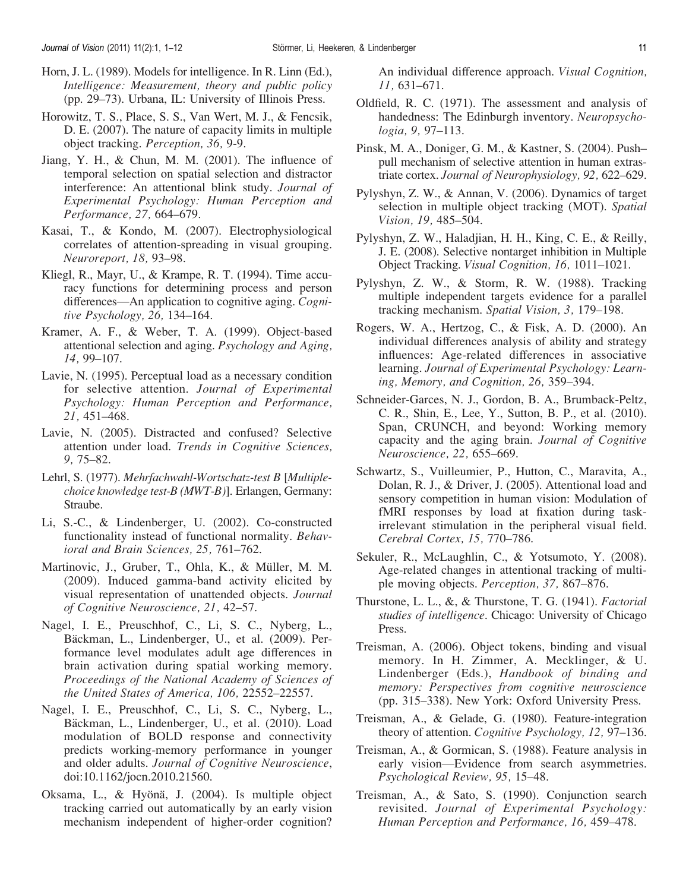Horn, J. L. (1989). Models for intelligence. In R. Linn (Ed.), *Intelligence: Measurement, theory and public policy* (pp. 29–73). Urbana, IL: University of Illinois Press.

Horowitz, T. S., Place, S. S., Van Wert, M. J., & Fencsik, D. E. (2007). The nature of capacity limits in multiple object tracking. *Perception, 36,* 9-9.

Jiang, Y. H., & Chun, M. M. (2001). The influence of temporal selection on spatial selection and distractor interference: An attentional blink study. *Journal of Experimental Psychology: Human Perception and Performance, 27,* 664–679.

Kasai, T., & Kondo, M. (2007). Electrophysiological correlates of attention-spreading in visual grouping. *Neuroreport, 18,* 93–98.

Kliegl, R., Mayr, U., & Krampe, R. T. (1994). Time accuracy functions for determining process and person differences—An application to cognitive aging. *Cognitive Psychology, 26,* 134–164.

Kramer, A. F., & Weber, T. A. (1999). Object-based attentional selection and aging. *Psychology and Aging, 14,* 99–107.

Lavie, N. (1995). Perceptual load as a necessary condition for selective attention. *Journal of Experimental Psychology: Human Perception and Performance, 21,* 451–468.

Lavie, N. (2005). Distracted and confused? Selective attention under load. *Trends in Cognitive Sciences, 9,* 75–82.

Lehrl, S. (1977). *Mehrfachwahl-Wortschatz-test B* [*Multiple-choice knowledge test-B (MWT-B)*]. Erlangen, Germany: Straube.

Li, S.-C., & Lindenberger, U. (2002). Co-constructed functionality instead of functional normality. *Behavioral and Brain Sciences, 25,* 761–762.

Martinovic, J., Gruber, T., Ohla, K., & Müller, M. M. (2009). Induced gamma-band activity elicited by visual representation of unattended objects. *Journal of Cognitive Neuroscience, 21,* 42–57.

Nagel, I. E., Preuschhof, C., Li, S. C., Nyberg, L., Bäckman, L., Lindenberger, U., et al. (2009). Performance level modulates adult age differences in brain activation during spatial working memory. *Proceedings of the National Academy of Sciences of the United States of America, 106,* 22552–22557.

Nagel, I. E., Preuschhof, C., Li, S. C., Nyberg, L., Bäckman, L., Lindenberger, U., et al. (2010). Load modulation of BOLD response and connectivity predicts working-memory performance in younger and older adults. *Journal of Cognitive Neuroscience*, doi:10.1162/jocn.2010.21560.

Oksama, L., & Hyönä, J. (2004). Is multiple object tracking carried out automatically by an early vision mechanism independent of higher-order cognition? An individual difference approach. *Visual Cognition, 11,* 631–671.

Oldfield, R. C. (1971). The assessment and analysis of handedness: The Edinburgh inventory. *Neuropsychologia, 9,* 97–113.

Pinsk, M. A., Doniger, G. M., & Kastner, S. (2004). Push–pull mechanism of selective attention in human extrastriate cortex. *Journal of Neurophysiology, 92,* 622–629.

Pylyshyn, Z. W., & Annan, V. (2006). Dynamics of target selection in multiple object tracking (MOT). *Spatial Vision, 19,* 485–504.

Pylyshyn, Z. W., Haladjian, H. H., King, C. E., & Reilly, J. E. (2008). Selective nontarget inhibition in Multiple Object Tracking. *Visual Cognition, 16,* 1011–1021.

Pylyshyn, Z. W., & Storm, R. W. (1988). Tracking multiple independent targets evidence for a parallel tracking mechanism. *Spatial Vision, 3,* 179–198.

Rogers, W. A., Hertzog, C., & Fisk, A. D. (2000). An individual differences analysis of ability and strategy influences: Age-related differences in associative learning. *Journal of Experimental Psychology: Learning, Memory, and Cognition, 26,* 359–394.

Schneider-Garces, N. J., Gordon, B. A., Brumback-Peltz, C. R., Shin, E., Lee, Y., Sutton, B. P., et al. (2010). Span, CRUNCH, and beyond: Working memory capacity and the aging brain. *Journal of Cognitive Neuroscience, 22,* 655–669.

Schwartz, S., Vuilleumier, P., Hutton, C., Maravita, A., Dolan, R. J., & Driver, J. (2005). Attentional load and sensory competition in human vision: Modulation of fMRI responses by load at fixation during task-irrelevant stimulation in the peripheral visual field. *Cerebral Cortex, 15,* 770–786.

Sekuler, R., McLaughlin, C., & Yotsumoto, Y. (2008). Age-related changes in attentional tracking of multiple moving objects. *Perception, 37,* 867–876.

Thurstone, L. L., &, & Thurstone, T. G. (1941). *Factorial studies of intelligence*. Chicago: University of Chicago Press.

Treisman, A. (2006). Object tokens, binding and visual memory. In H. Zimmer, A. Mecklinger, & U. Lindenberger (Eds.), *Handbook of binding and memory: Perspectives from cognitive neuroscience* (pp. 315–338). New York: Oxford University Press.

Treisman, A., & Gelade, G. (1980). Feature-integration theory of attention. *Cognitive Psychology, 12,* 97–136.

Treisman, A., & Gormican, S. (1988). Feature analysis in early vision—Evidence from search asymmetries. *Psychological Review, 95,* 15–48.

Treisman, A., & Sato, S. (1990). Conjunction search revisited. *Journal of Experimental Psychology: Human Perception and Performance, 16,* 459–478.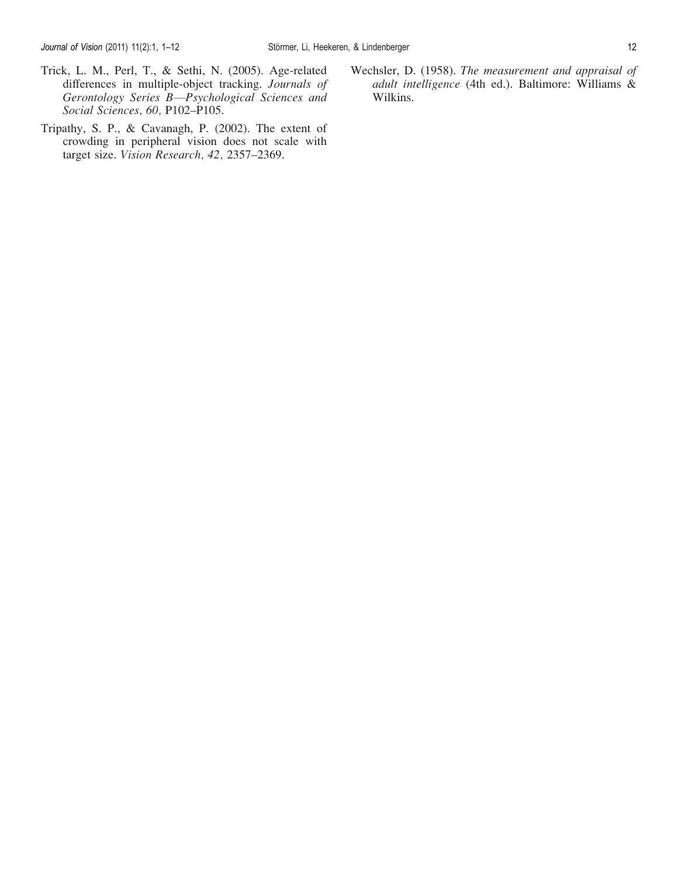Trick, L. M., Perl, T., & Sethi, N. (2005). Age-related differences in multiple-object tracking. *Journals of Gerontology Series B—Psychological Sciences and Social Sciences, 60,* P102–P105.

Tripathy, S. P., & Cavanagh, P. (2002). The extent of crowding in peripheral vision does not scale with target size. *Vision Research, 42,* 2357–2369.

Wechsler, D. (1958). *The measurement and appraisal of adult intelligence* (4th ed.). Baltimore: Williams & Wilkins.